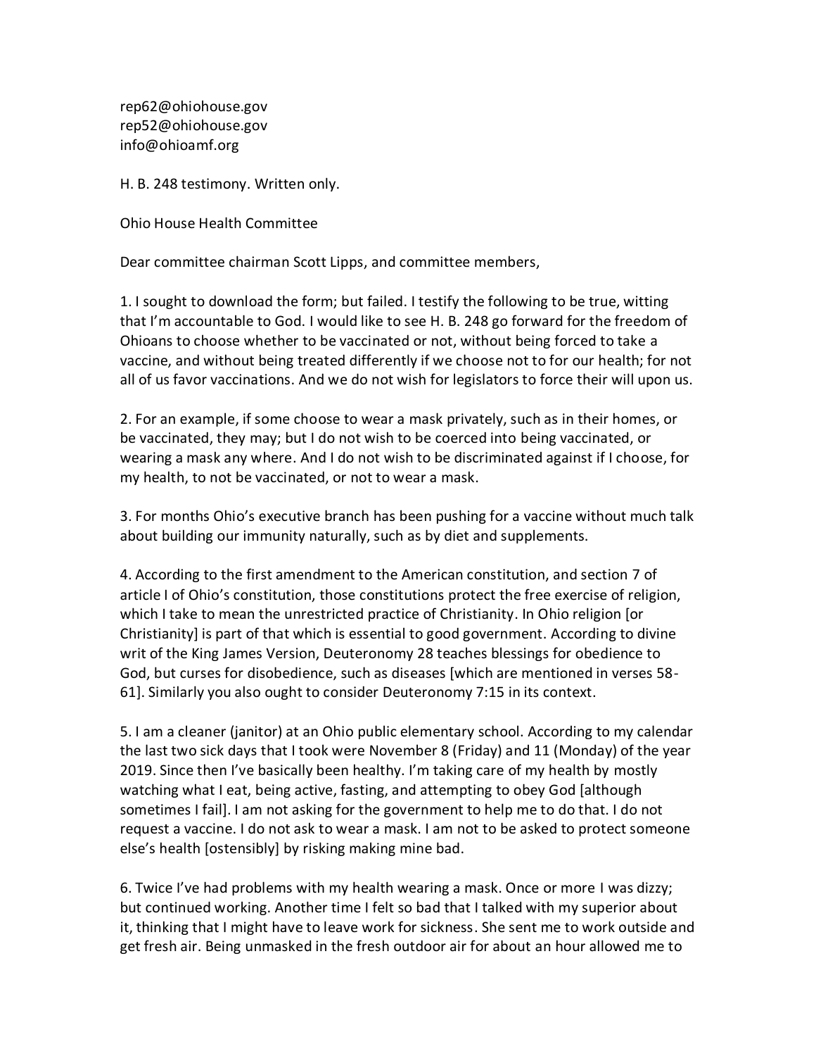rep62@ohiohouse.gov
rep52@ohiohouse.gov
info@ohioamf.org

H. B. 248 testimony. Written only.

Ohio House Health Committee

Dear committee chairman Scott Lipps, and committee members,

1. I sought to download the form; but failed. I testify the following to be true, witting that I'm accountable to God. I would like to see H. B. 248 go forward for the freedom of Ohioans to choose whether to be vaccinated or not, without being forced to take a vaccine, and without being treated differently if we choose not to for our health; for not all of us favor vaccinations. And we do not wish for legislators to force their will upon us.

2. For an example, if some choose to wear a mask privately, such as in their homes, or be vaccinated, they may; but I do not wish to be coerced into being vaccinated, or wearing a mask any where. And I do not wish to be discriminated against if I choose, for my health, to not be vaccinated, or not to wear a mask.

3. For months Ohio's executive branch has been pushing for a vaccine without much talk about building our immunity naturally, such as by diet and supplements.

4. According to the first amendment to the American constitution, and section 7 of article I of Ohio's constitution, those constitutions protect the free exercise of religion, which I take to mean the unrestricted practice of Christianity. In Ohio religion [or Christianity] is part of that which is essential to good government. According to divine writ of the King James Version, Deuteronomy 28 teaches blessings for obedience to God, but curses for disobedience, such as diseases [which are mentioned in verses 58-61]. Similarly you also ought to consider Deuteronomy 7:15 in its context.

5. I am a cleaner (janitor) at an Ohio public elementary school. According to my calendar the last two sick days that I took were November 8 (Friday) and 11 (Monday) of the year 2019. Since then I've basically been healthy. I'm taking care of my health by mostly watching what I eat, being active, fasting, and attempting to obey God [although sometimes I fail]. I am not asking for the government to help me to do that. I do not request a vaccine. I do not ask to wear a mask. I am not to be asked to protect someone else's health [ostensibly] by risking making mine bad.

6. Twice I've had problems with my health wearing a mask. Once or more I was dizzy; but continued working. Another time I felt so bad that I talked with my superior about it, thinking that I might have to leave work for sickness. She sent me to work outside and get fresh air. Being unmasked in the fresh outdoor air for about an hour allowed me to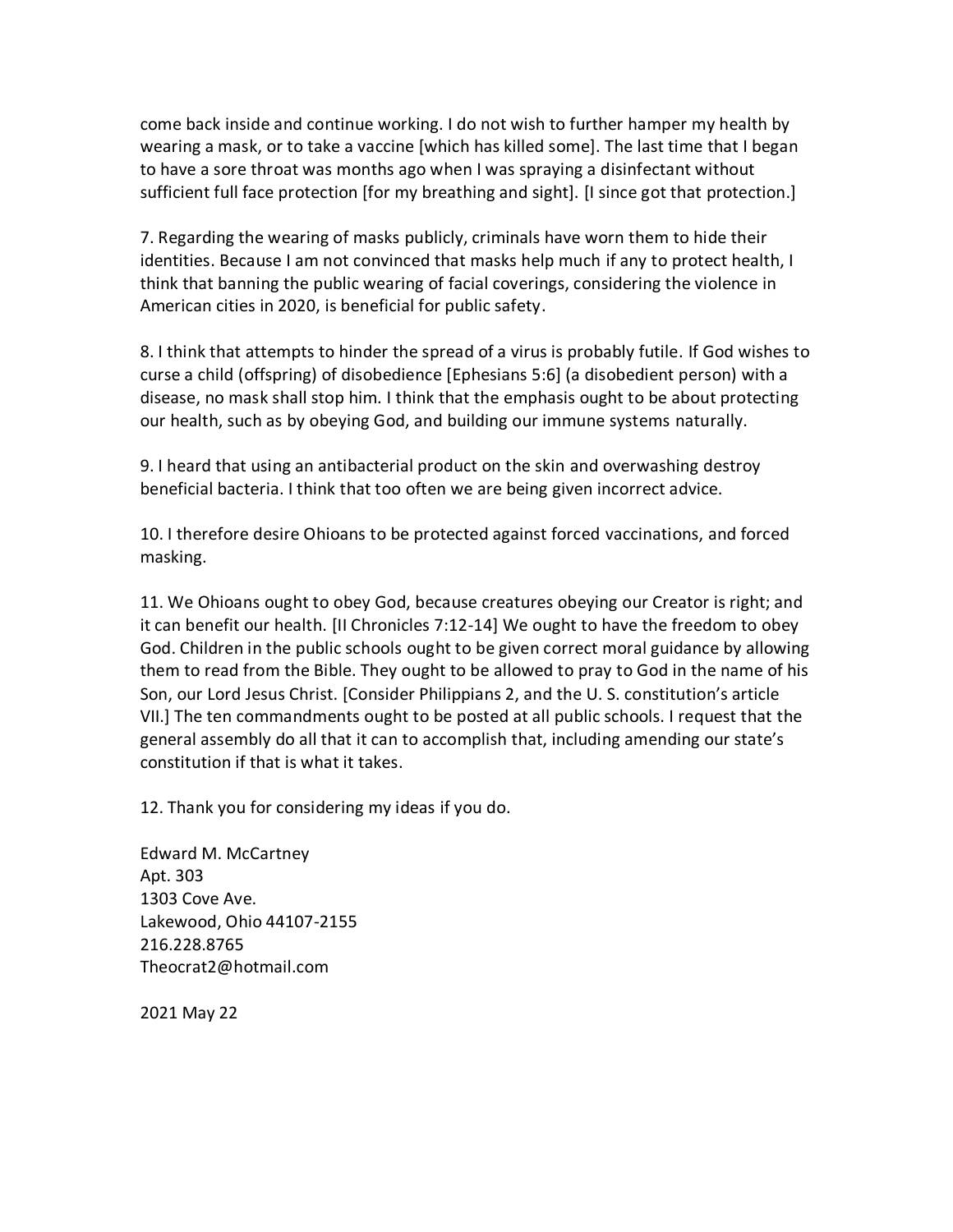come back inside and continue working. I do not wish to further hamper my health by wearing a mask, or to take a vaccine [which has killed some]. The last time that I began to have a sore throat was months ago when I was spraying a disinfectant without sufficient full face protection [for my breathing and sight]. [I since got that protection.]

7. Regarding the wearing of masks publicly, criminals have worn them to hide their identities. Because I am not convinced that masks help much if any to protect health, I think that banning the public wearing of facial coverings, considering the violence in American cities in 2020, is beneficial for public safety.

8. I think that attempts to hinder the spread of a virus is probably futile. If God wishes to curse a child (offspring) of disobedience [Ephesians 5:6] (a disobedient person) with a disease, no mask shall stop him. I think that the emphasis ought to be about protecting our health, such as by obeying God, and building our immune systems naturally.

9. I heard that using an antibacterial product on the skin and overwashing destroy beneficial bacteria. I think that too often we are being given incorrect advice.

10. I therefore desire Ohioans to be protected against forced vaccinations, and forced masking.

11. We Ohioans ought to obey God, because creatures obeying our Creator is right; and it can benefit our health. [II Chronicles 7:12-14] We ought to have the freedom to obey God. Children in the public schools ought to be given correct moral guidance by allowing them to read from the Bible. They ought to be allowed to pray to God in the name of his Son, our Lord Jesus Christ. [Consider Philippians 2, and the U. S. constitution's article VII.] The ten commandments ought to be posted at all public schools. I request that the general assembly do all that it can to accomplish that, including amending our state's constitution if that is what it takes.

12. Thank you for considering my ideas if you do.

Edward M. McCartney
Apt. 303
1303 Cove Ave.
Lakewood, Ohio 44107-2155
216.228.8765
Theocrat2@hotmail.com

2021 May 22